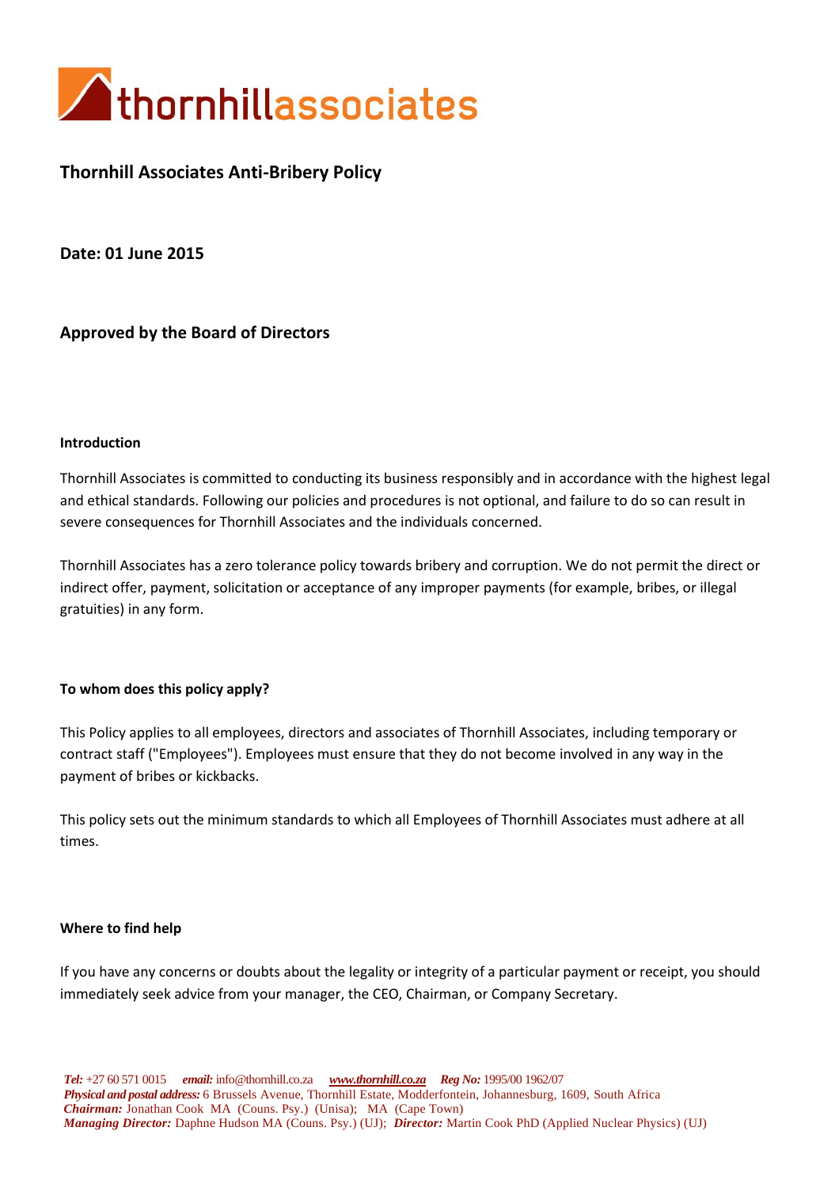thornhillassociates

# Thornhill Associates Anti-Bribery Policy

**Date: 01 June 2015**

**Approved by the Board of Directors**

### Introduction

Thornhill Associates is committed to conducting its business responsibly and in accordance with the highest legal and ethical standards. Following our policies and procedures is not optional, and failure to do so can result in severe consequences for Thornhill Associates and the individuals concerned.

Thornhill Associates has a zero tolerance policy towards bribery and corruption. We do not permit the direct or indirect offer, payment, solicitation or acceptance of any improper payments (for example, bribes, or illegal gratuities) in any form.

### To whom does this policy apply?

This Policy applies to all employees, directors and associates of Thornhill Associates, including temporary or contract staff ("Employees"). Employees must ensure that they do not become involved in any way in the payment of bribes or kickbacks.

This policy sets out the minimum standards to which all Employees of Thornhill Associates must adhere at all times.

### Where to find help

If you have any concerns or doubts about the legality or integrity of a particular payment or receipt, you should immediately seek advice from your manager, the CEO, Chairman, or Company Secretary.

*Tel:* +27 60 571 0015 *email:* info@thornhill.co.za *www.thornhill.co.za* *Reg No:* 1995/00 1962/07
*Physical and postal address:* 6 Brussels Avenue, Thornhill Estate, Modderfontein, Johannesburg, 1609, South Africa
*Chairman:* Jonathan Cook MA (Couns. Psy.) (Unisa); MA (Cape Town)
*Managing Director:* Daphne Hudson MA (Couns. Psy.) (UJ); *Director:* Martin Cook PhD (Applied Nuclear Physics) (UJ)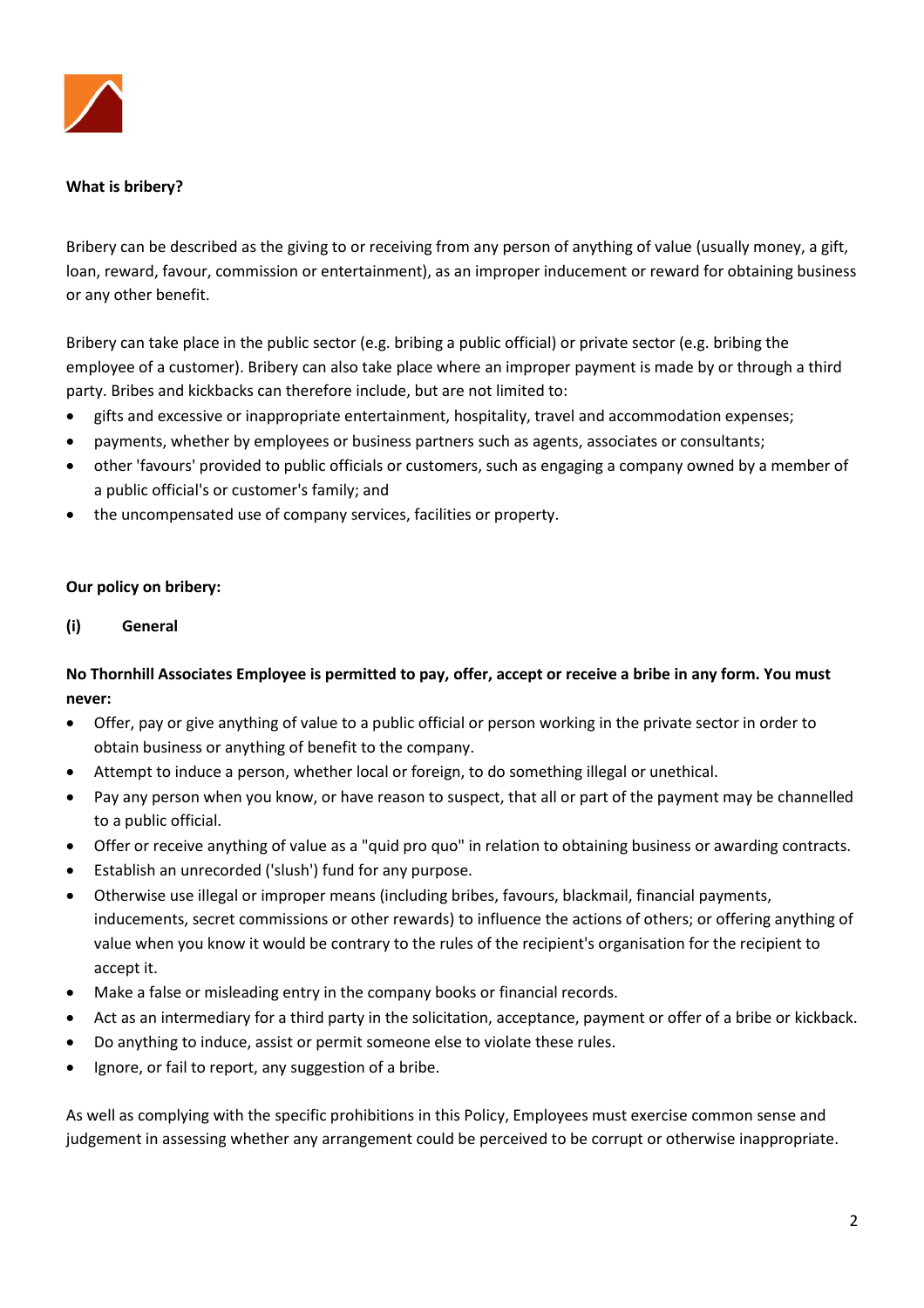**What is bribery?**

Bribery can be described as the giving to or receiving from any person of anything of value (usually money, a gift, loan, reward, favour, commission or entertainment), as an improper inducement or reward for obtaining business or any other benefit.

Bribery can take place in the public sector (e.g. bribing a public official) or private sector (e.g. bribing the employee of a customer). Bribery can also take place where an improper payment is made by or through a third party. Bribes and kickbacks can therefore include, but are not limited to:

- gifts and excessive or inappropriate entertainment, hospitality, travel and accommodation expenses;
- payments, whether by employees or business partners such as agents, associates or consultants;
- other 'favours' provided to public officials or customers, such as engaging a company owned by a member of a public official's or customer's family; and
- the uncompensated use of company services, facilities or property.

**Our policy on bribery:**

**(i) General**

**No Thornhill Associates Employee is permitted to pay, offer, accept or receive a bribe in any form. You must never:**

- Offer, pay or give anything of value to a public official or person working in the private sector in order to obtain business or anything of benefit to the company.
- Attempt to induce a person, whether local or foreign, to do something illegal or unethical.
- Pay any person when you know, or have reason to suspect, that all or part of the payment may be channelled to a public official.
- Offer or receive anything of value as a "quid pro quo" in relation to obtaining business or awarding contracts.
- Establish an unrecorded ('slush') fund for any purpose.
- Otherwise use illegal or improper means (including bribes, favours, blackmail, financial payments, inducements, secret commissions or other rewards) to influence the actions of others; or offering anything of value when you know it would be contrary to the rules of the recipient's organisation for the recipient to accept it.
- Make a false or misleading entry in the company books or financial records.
- Act as an intermediary for a third party in the solicitation, acceptance, payment or offer of a bribe or kickback.
- Do anything to induce, assist or permit someone else to violate these rules.
- Ignore, or fail to report, any suggestion of a bribe.

As well as complying with the specific prohibitions in this Policy, Employees must exercise common sense and judgement in assessing whether any arrangement could be perceived to be corrupt or otherwise inappropriate.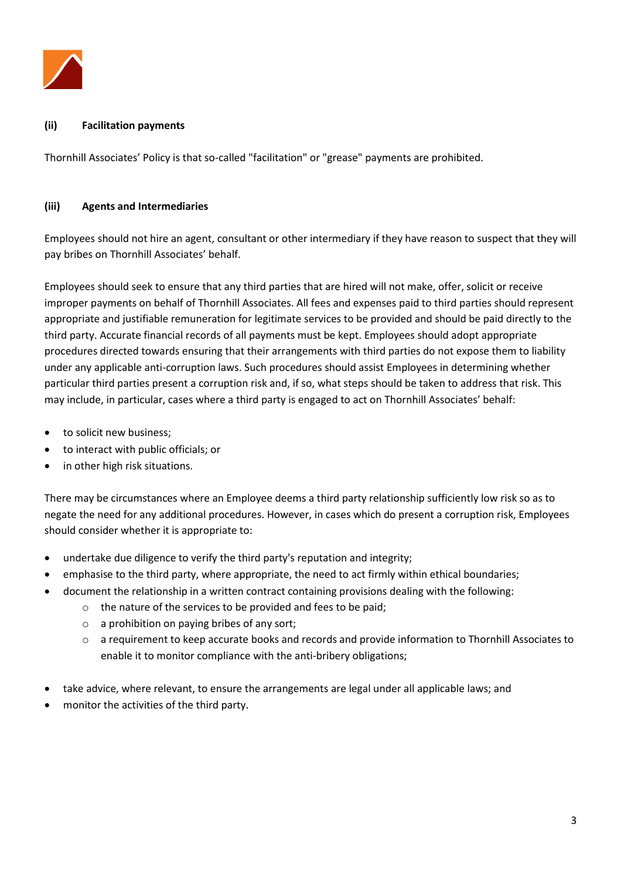### (ii) Facilitation payments

Thornhill Associates' Policy is that so-called "facilitation" or "grease" payments are prohibited.

### (iii) Agents and Intermediaries

Employees should not hire an agent, consultant or other intermediary if they have reason to suspect that they will pay bribes on Thornhill Associates' behalf.

Employees should seek to ensure that any third parties that are hired will not make, offer, solicit or receive improper payments on behalf of Thornhill Associates. All fees and expenses paid to third parties should represent appropriate and justifiable remuneration for legitimate services to be provided and should be paid directly to the third party. Accurate financial records of all payments must be kept. Employees should adopt appropriate procedures directed towards ensuring that their arrangements with third parties do not expose them to liability under any applicable anti-corruption laws. Such procedures should assist Employees in determining whether particular third parties present a corruption risk and, if so, what steps should be taken to address that risk. This may include, in particular, cases where a third party is engaged to act on Thornhill Associates' behalf:

- to solicit new business;
- to interact with public officials; or
- in other high risk situations.

There may be circumstances where an Employee deems a third party relationship sufficiently low risk so as to negate the need for any additional procedures. However, in cases which do present a corruption risk, Employees should consider whether it is appropriate to:

- undertake due diligence to verify the third party's reputation and integrity;
- emphasise to the third party, where appropriate, the need to act firmly within ethical boundaries;
- document the relationship in a written contract containing provisions dealing with the following:
  - the nature of the services to be provided and fees to be paid;
  - a prohibition on paying bribes of any sort;
  - a requirement to keep accurate books and records and provide information to Thornhill Associates to enable it to monitor compliance with the anti-bribery obligations;
- take advice, where relevant, to ensure the arrangements are legal under all applicable laws; and
- monitor the activities of the third party.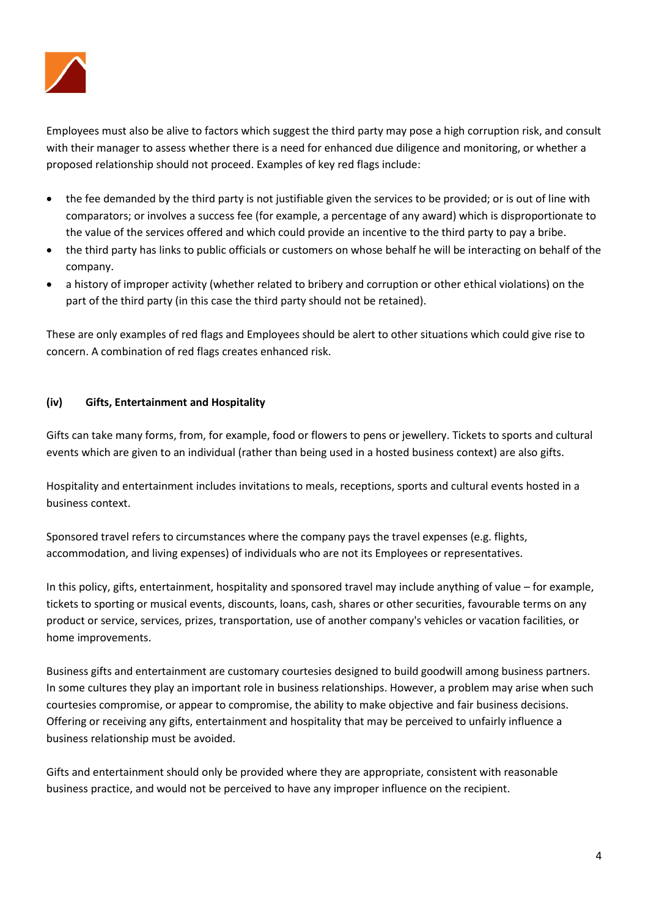Employees must also be alive to factors which suggest the third party may pose a high corruption risk, and consult with their manager to assess whether there is a need for enhanced due diligence and monitoring, or whether a proposed relationship should not proceed. Examples of key red flags include:

- the fee demanded by the third party is not justifiable given the services to be provided; or is out of line with comparators; or involves a success fee (for example, a percentage of any award) which is disproportionate to the value of the services offered and which could provide an incentive to the third party to pay a bribe.
- the third party has links to public officials or customers on whose behalf he will be interacting on behalf of the company.
- a history of improper activity (whether related to bribery and corruption or other ethical violations) on the part of the third party (in this case the third party should not be retained).

These are only examples of red flags and Employees should be alert to other situations which could give rise to concern. A combination of red flags creates enhanced risk.

#### (iv) Gifts, Entertainment and Hospitality

Gifts can take many forms, from, for example, food or flowers to pens or jewellery. Tickets to sports and cultural events which are given to an individual (rather than being used in a hosted business context) are also gifts.

Hospitality and entertainment includes invitations to meals, receptions, sports and cultural events hosted in a business context.

Sponsored travel refers to circumstances where the company pays the travel expenses (e.g. flights, accommodation, and living expenses) of individuals who are not its Employees or representatives.

In this policy, gifts, entertainment, hospitality and sponsored travel may include anything of value – for example, tickets to sporting or musical events, discounts, loans, cash, shares or other securities, favourable terms on any product or service, services, prizes, transportation, use of another company's vehicles or vacation facilities, or home improvements.

Business gifts and entertainment are customary courtesies designed to build goodwill among business partners. In some cultures they play an important role in business relationships. However, a problem may arise when such courtesies compromise, or appear to compromise, the ability to make objective and fair business decisions. Offering or receiving any gifts, entertainment and hospitality that may be perceived to unfairly influence a business relationship must be avoided.

Gifts and entertainment should only be provided where they are appropriate, consistent with reasonable business practice, and would not be perceived to have any improper influence on the recipient.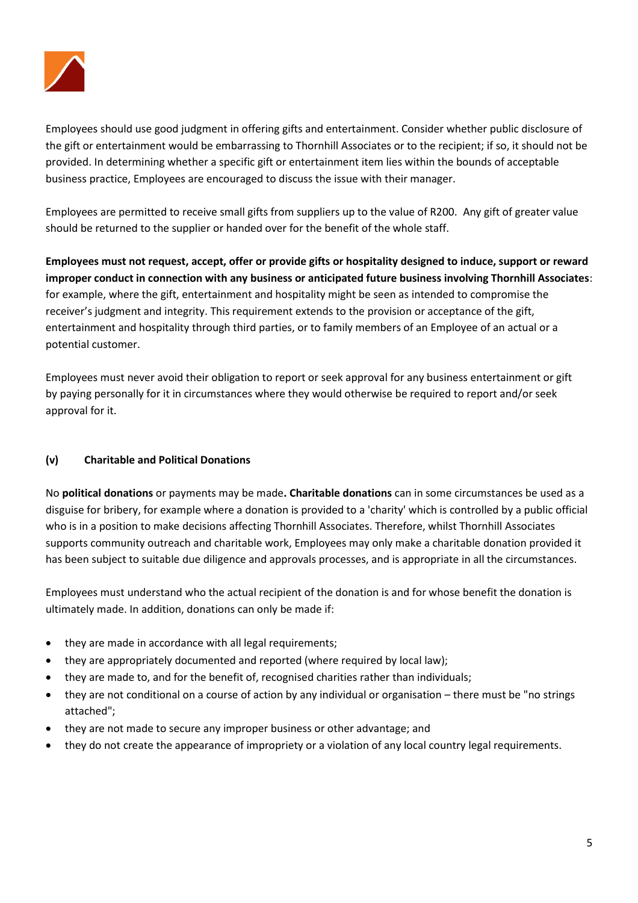Employees should use good judgment in offering gifts and entertainment. Consider whether public disclosure of the gift or entertainment would be embarrassing to Thornhill Associates or to the recipient; if so, it should not be provided. In determining whether a specific gift or entertainment item lies within the bounds of acceptable business practice, Employees are encouraged to discuss the issue with their manager.

Employees are permitted to receive small gifts from suppliers up to the value of R200. Any gift of greater value should be returned to the supplier or handed over for the benefit of the whole staff.

**Employees must not request, accept, offer or provide gifts or hospitality designed to induce, support or reward improper conduct in connection with any business or anticipated future business involving Thornhill Associates**: for example, where the gift, entertainment and hospitality might be seen as intended to compromise the receiver's judgment and integrity. This requirement extends to the provision or acceptance of the gift, entertainment and hospitality through third parties, or to family members of an Employee of an actual or a potential customer.

Employees must never avoid their obligation to report or seek approval for any business entertainment or gift by paying personally for it in circumstances where they would otherwise be required to report and/or seek approval for it.

#### (v) Charitable and Political Donations

No **political donations** or payments may be made**.** **Charitable donations** can in some circumstances be used as a disguise for bribery, for example where a donation is provided to a 'charity' which is controlled by a public official who is in a position to make decisions affecting Thornhill Associates. Therefore, whilst Thornhill Associates supports community outreach and charitable work, Employees may only make a charitable donation provided it has been subject to suitable due diligence and approvals processes, and is appropriate in all the circumstances.

Employees must understand who the actual recipient of the donation is and for whose benefit the donation is ultimately made. In addition, donations can only be made if:

- they are made in accordance with all legal requirements;
- they are appropriately documented and reported (where required by local law);
- they are made to, and for the benefit of, recognised charities rather than individuals;
- they are not conditional on a course of action by any individual or organisation – there must be "no strings attached";
- they are not made to secure any improper business or other advantage; and
- they do not create the appearance of impropriety or a violation of any local country legal requirements.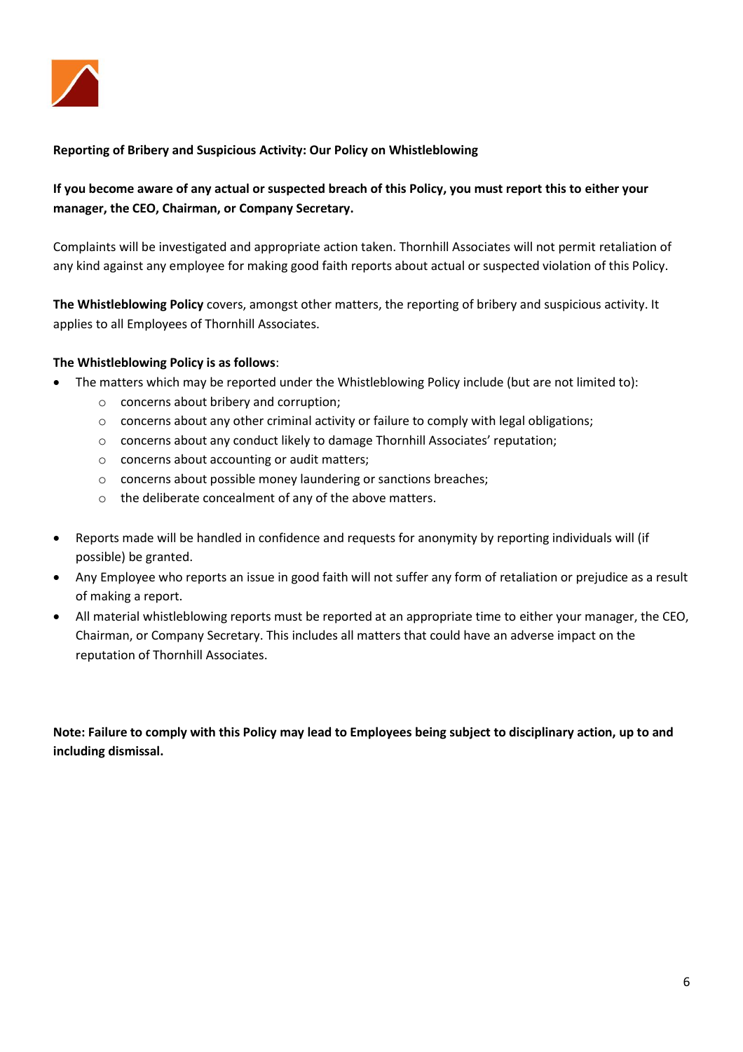**Reporting of Bribery and Suspicious Activity: Our Policy on Whistleblowing**

**If you become aware of any actual or suspected breach of this Policy, you must report this to either your manager, the CEO, Chairman, or Company Secretary.**

Complaints will be investigated and appropriate action taken. Thornhill Associates will not permit retaliation of any kind against any employee for making good faith reports about actual or suspected violation of this Policy.

**The Whistleblowing Policy** covers, amongst other matters, the reporting of bribery and suspicious activity. It applies to all Employees of Thornhill Associates.

**The Whistleblowing Policy is as follows**:

- The matters which may be reported under the Whistleblowing Policy include (but are not limited to):
    - concerns about bribery and corruption;
    - concerns about any other criminal activity or failure to comply with legal obligations;
    - concerns about any conduct likely to damage Thornhill Associates' reputation;
    - concerns about accounting or audit matters;
    - concerns about possible money laundering or sanctions breaches;
    - the deliberate concealment of any of the above matters.

- Reports made will be handled in confidence and requests for anonymity by reporting individuals will (if possible) be granted.
- Any Employee who reports an issue in good faith will not suffer any form of retaliation or prejudice as a result of making a report.
- All material whistleblowing reports must be reported at an appropriate time to either your manager, the CEO, Chairman, or Company Secretary. This includes all matters that could have an adverse impact on the reputation of Thornhill Associates.

**Note: Failure to comply with this Policy may lead to Employees being subject to disciplinary action, up to and including dismissal.**